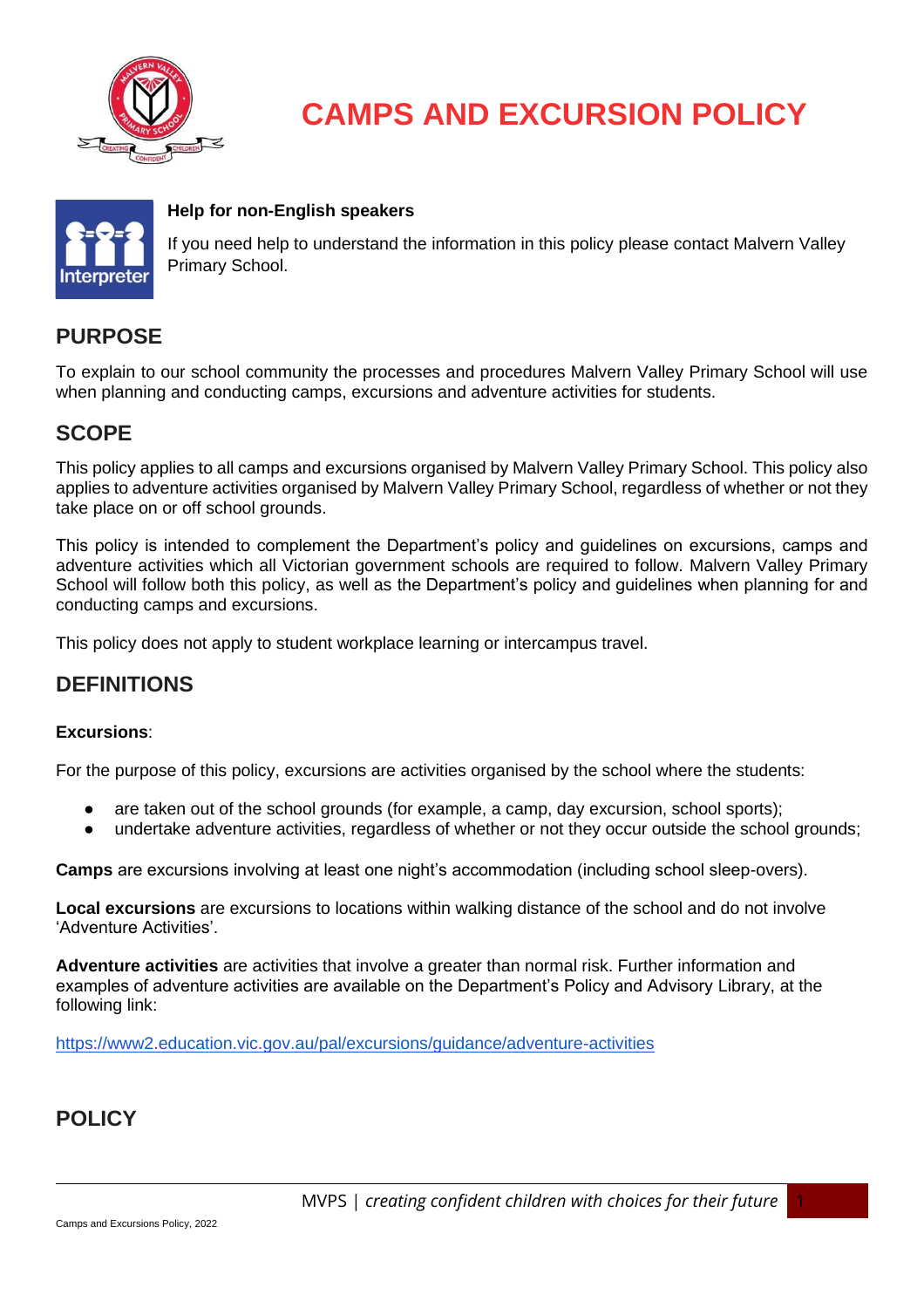# CAMPS AND EXCURSION POLICY

**Help for non-English speakers**

If you need help to understand the information in this policy please contact Malvern Valley Primary School.

## PURPOSE

To explain to our school community the processes and procedures Malvern Valley Primary School will use when planning and conducting camps, excursions and adventure activities for students.

## SCOPE

This policy applies to all camps and excursions organised by Malvern Valley Primary School. This policy also applies to adventure activities organised by Malvern Valley Primary School, regardless of whether or not they take place on or off school grounds.

This policy is intended to complement the Department's policy and guidelines on excursions, camps and adventure activities which all Victorian government schools are required to follow. Malvern Valley Primary School will follow both this policy, as well as the Department's policy and guidelines when planning for and conducting camps and excursions.

This policy does not apply to student workplace learning or intercampus travel.

## DEFINITIONS

**Excursions**:

For the purpose of this policy, excursions are activities organised by the school where the students:

- are taken out of the school grounds (for example, a camp, day excursion, school sports);
- undertake adventure activities, regardless of whether or not they occur outside the school grounds;

**Camps** are excursions involving at least one night's accommodation (including school sleep-overs).

**Local excursions** are excursions to locations within walking distance of the school and do not involve 'Adventure Activities'.

**Adventure activities** are activities that involve a greater than normal risk. Further information and examples of adventure activities are available on the Department's Policy and Advisory Library, at the following link:

https://www2.education.vic.gov.au/pal/excursions/guidance/adventure-activities

## POLICY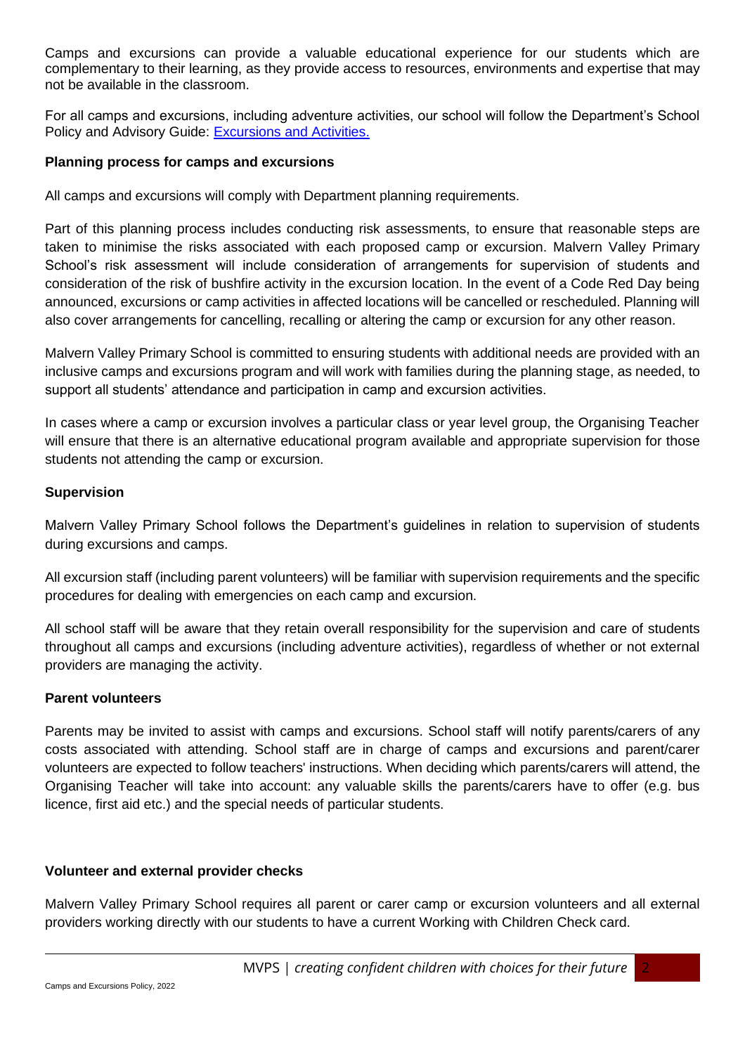Camps and excursions can provide a valuable educational experience for our students which are complementary to their learning, as they provide access to resources, environments and expertise that may not be available in the classroom.

For all camps and excursions, including adventure activities, our school will follow the Department's School Policy and Advisory Guide: [Excursions and Activities.](#)

**Planning process for camps and excursions**

All camps and excursions will comply with Department planning requirements.

Part of this planning process includes conducting risk assessments, to ensure that reasonable steps are taken to minimise the risks associated with each proposed camp or excursion. Malvern Valley Primary School's risk assessment will include consideration of arrangements for supervision of students and consideration of the risk of bushfire activity in the excursion location. In the event of a Code Red Day being announced, excursions or camp activities in affected locations will be cancelled or rescheduled. Planning will also cover arrangements for cancelling, recalling or altering the camp or excursion for any other reason.

Malvern Valley Primary School is committed to ensuring students with additional needs are provided with an inclusive camps and excursions program and will work with families during the planning stage, as needed, to support all students' attendance and participation in camp and excursion activities.

In cases where a camp or excursion involves a particular class or year level group, the Organising Teacher will ensure that there is an alternative educational program available and appropriate supervision for those students not attending the camp or excursion.

**Supervision**

Malvern Valley Primary School follows the Department's guidelines in relation to supervision of students during excursions and camps.

All excursion staff (including parent volunteers) will be familiar with supervision requirements and the specific procedures for dealing with emergencies on each camp and excursion.

All school staff will be aware that they retain overall responsibility for the supervision and care of students throughout all camps and excursions (including adventure activities), regardless of whether or not external providers are managing the activity.

**Parent volunteers**

Parents may be invited to assist with camps and excursions. School staff will notify parents/carers of any costs associated with attending. School staff are in charge of camps and excursions and parent/carer volunteers are expected to follow teachers' instructions. When deciding which parents/carers will attend, the Organising Teacher will take into account: any valuable skills the parents/carers have to offer (e.g. bus licence, first aid etc.) and the special needs of particular students.

**Volunteer and external provider checks**

Malvern Valley Primary School requires all parent or carer camp or excursion volunteers and all external providers working directly with our students to have a current Working with Children Check card.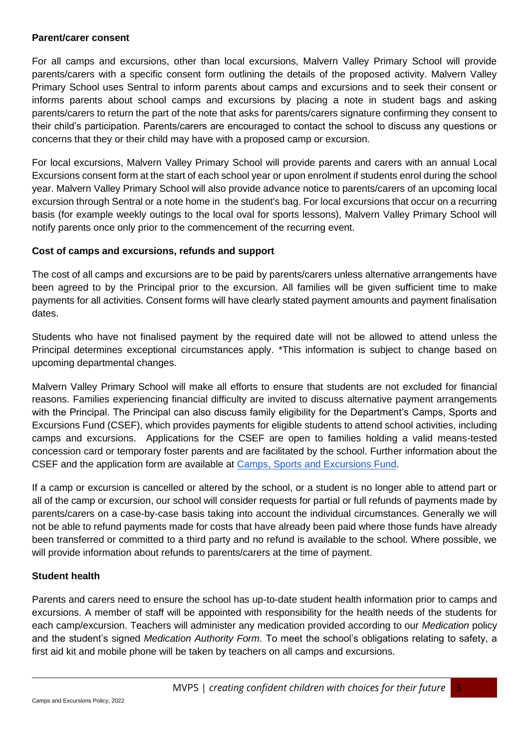**Parent/carer consent**

For all camps and excursions, other than local excursions, Malvern Valley Primary School will provide parents/carers with a specific consent form outlining the details of the proposed activity. Malvern Valley Primary School uses Sentral to inform parents about camps and excursions and to seek their consent or informs parents about school camps and excursions by placing a note in student bags and asking parents/carers to return the part of the note that asks for parents/carers signature confirming they consent to their child's participation. Parents/carers are encouraged to contact the school to discuss any questions or concerns that they or their child may have with a proposed camp or excursion.

For local excursions, Malvern Valley Primary School will provide parents and carers with an annual Local Excursions consent form at the start of each school year or upon enrolment if students enrol during the school year. Malvern Valley Primary School will also provide advance notice to parents/carers of an upcoming local excursion through Sentral or a note home in the student's bag. For local excursions that occur on a recurring basis (for example weekly outings to the local oval for sports lessons), Malvern Valley Primary School will notify parents once only prior to the commencement of the recurring event.

**Cost of camps and excursions, refunds and support**

The cost of all camps and excursions are to be paid by parents/carers unless alternative arrangements have been agreed to by the Principal prior to the excursion. All families will be given sufficient time to make payments for all activities. Consent forms will have clearly stated payment amounts and payment finalisation dates.

Students who have not finalised payment by the required date will not be allowed to attend unless the Principal determines exceptional circumstances apply. *This information is subject to change based on upcoming departmental changes.

Malvern Valley Primary School will make all efforts to ensure that students are not excluded for financial reasons. Families experiencing financial difficulty are invited to discuss alternative payment arrangements with the Principal. The Principal can also discuss family eligibility for the Department's Camps, Sports and Excursions Fund (CSEF), which provides payments for eligible students to attend school activities, including camps and excursions. Applications for the CSEF are open to families holding a valid means-tested concession card or temporary foster parents and are facilitated by the school. Further information about the CSEF and the application form are available at Camps, Sports and Excursions Fund.

If a camp or excursion is cancelled or altered by the school, or a student is no longer able to attend part or all of the camp or excursion, our school will consider requests for partial or full refunds of payments made by parents/carers on a case-by-case basis taking into account the individual circumstances. Generally we will not be able to refund payments made for costs that have already been paid where those funds have already been transferred or committed to a third party and no refund is available to the school. Where possible, we will provide information about refunds to parents/carers at the time of payment.

**Student health**

Parents and carers need to ensure the school has up-to-date student health information prior to camps and excursions. A member of staff will be appointed with responsibility for the health needs of the students for each camp/excursion. Teachers will administer any medication provided according to our *Medication* policy and the student's signed *Medication Authority Form*. To meet the school's obligations relating to safety, a first aid kit and mobile phone will be taken by teachers on all camps and excursions.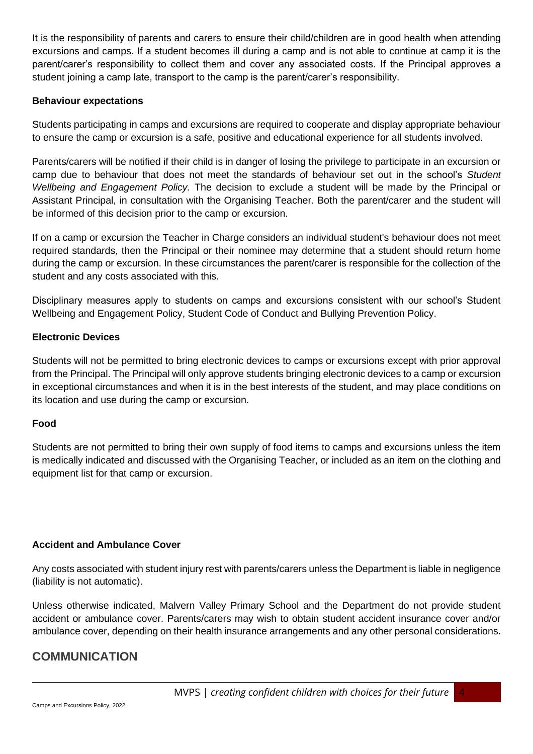It is the responsibility of parents and carers to ensure their child/children are in good health when attending excursions and camps. If a student becomes ill during a camp and is not able to continue at camp it is the parent/carer's responsibility to collect them and cover any associated costs. If the Principal approves a student joining a camp late, transport to the camp is the parent/carer's responsibility.

**Behaviour expectations**

Students participating in camps and excursions are required to cooperate and display appropriate behaviour to ensure the camp or excursion is a safe, positive and educational experience for all students involved.

Parents/carers will be notified if their child is in danger of losing the privilege to participate in an excursion or camp due to behaviour that does not meet the standards of behaviour set out in the school's *Student Wellbeing and Engagement Policy.* The decision to exclude a student will be made by the Principal or Assistant Principal, in consultation with the Organising Teacher. Both the parent/carer and the student will be informed of this decision prior to the camp or excursion.

If on a camp or excursion the Teacher in Charge considers an individual student's behaviour does not meet required standards, then the Principal or their nominee may determine that a student should return home during the camp or excursion. In these circumstances the parent/carer is responsible for the collection of the student and any costs associated with this.

Disciplinary measures apply to students on camps and excursions consistent with our school's Student Wellbeing and Engagement Policy, Student Code of Conduct and Bullying Prevention Policy.

**Electronic Devices**

Students will not be permitted to bring electronic devices to camps or excursions except with prior approval from the Principal. The Principal will only approve students bringing electronic devices to a camp or excursion in exceptional circumstances and when it is in the best interests of the student, and may place conditions on its location and use during the camp or excursion.

**Food**

Students are not permitted to bring their own supply of food items to camps and excursions unless the item is medically indicated and discussed with the Organising Teacher, or included as an item on the clothing and equipment list for that camp or excursion.

**Accident and Ambulance Cover**

Any costs associated with student injury rest with parents/carers unless the Department is liable in negligence (liability is not automatic).

Unless otherwise indicated, Malvern Valley Primary School and the Department do not provide student accident or ambulance cover. Parents/carers may wish to obtain student accident insurance cover and/or ambulance cover, depending on their health insurance arrangements and any other personal considerations**.**

## COMMUNICATION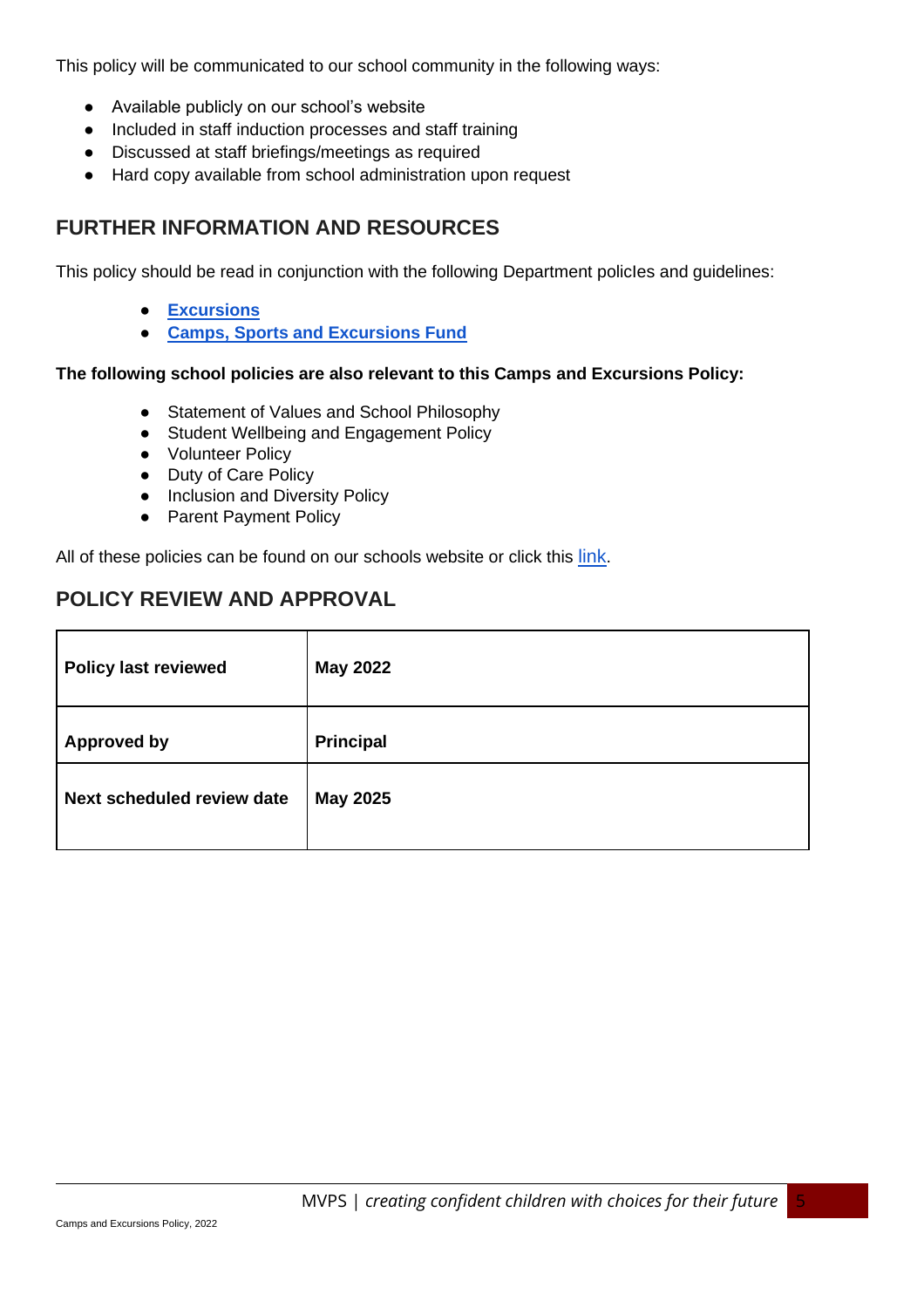This policy will be communicated to our school community in the following ways:

- Available publicly on our school's website
- Included in staff induction processes and staff training
- Discussed at staff briefings/meetings as required
- Hard copy available from school administration upon request

## FURTHER INFORMATION AND RESOURCES

This policy should be read in conjunction with the following Department policIes and guidelines:

- **Excursions**
- **Camps, Sports and Excursions Fund**

**The following school policies are also relevant to this Camps and Excursions Policy:**

- Statement of Values and School Philosophy
- Student Wellbeing and Engagement Policy
- Volunteer Policy
- Duty of Care Policy
- Inclusion and Diversity Policy
- Parent Payment Policy

All of these policies can be found on our schools website or click this link.

## POLICY REVIEW AND APPROVAL

| | |
|---|---|
| **Policy last reviewed** | **May 2022** |
| **Approved by** | **Principal** |
| **Next scheduled review date** | **May 2025** |